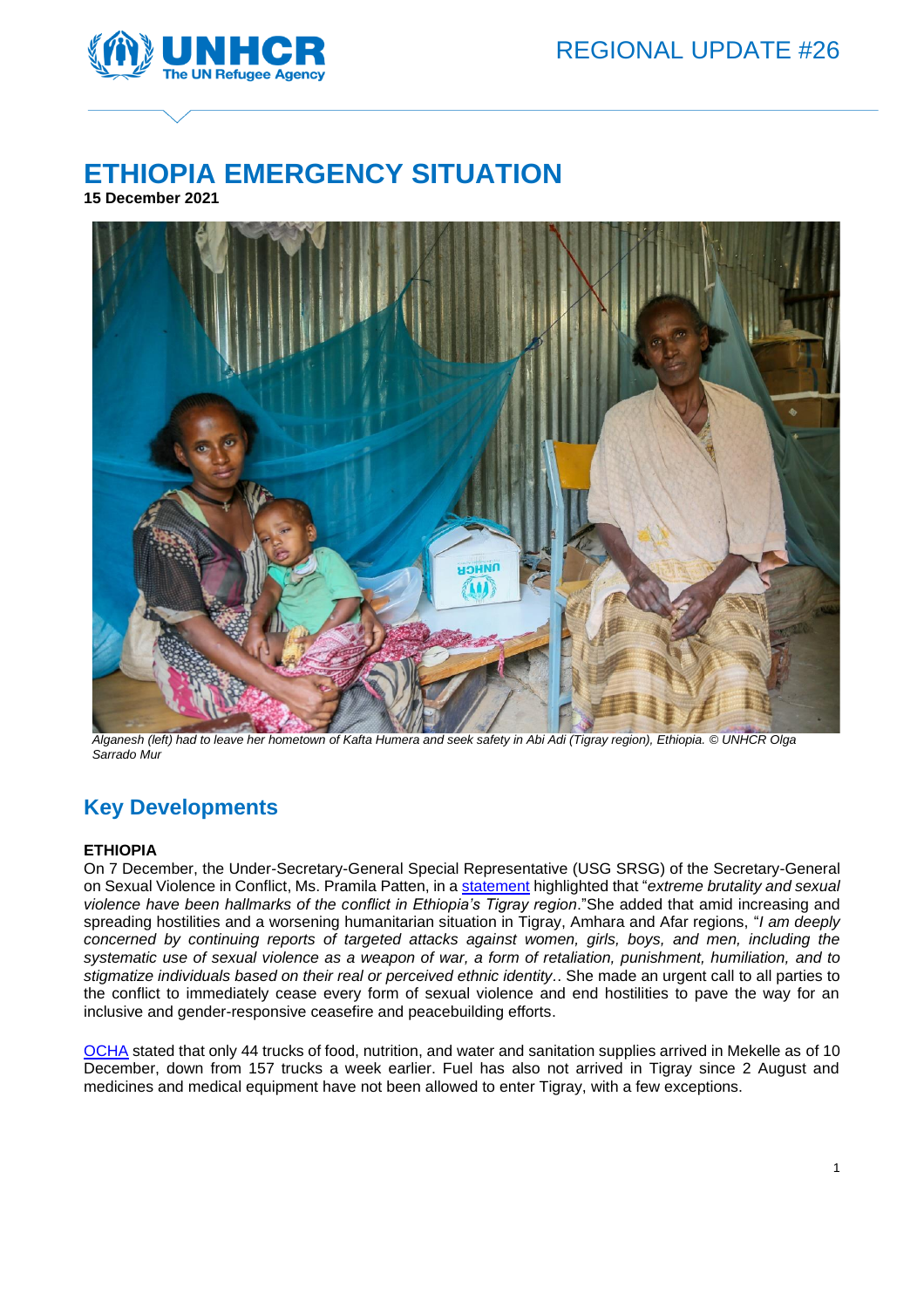REGIONAL UPDATE #26

# ETHIOPIA EMERGENCY SITUATION

**15 December 2021**

*Alganesh (left) had to leave her hometown of Kafta Humera and seek safety in Abi Adi (Tigray region), Ethiopia. © UNHCR Olga Sarrado Mur*

## Key Developments

**ETHIOPIA**

On 7 December, the Under-Secretary-General Special Representative (USG SRSG) of the Secretary-General on Sexual Violence in Conflict, Ms. Pramila Patten, in a statement highlighted that "*extreme brutality and sexual violence have been hallmarks of the conflict in Ethiopia's Tigray region*."She added that amid increasing and spreading hostilities and a worsening humanitarian situation in Tigray, Amhara and Afar regions, "*I am deeply concerned by continuing reports of targeted attacks against women, girls, boys, and men, including the systematic use of sexual violence as a weapon of war, a form of retaliation, punishment, humiliation, and to stigmatize individuals based on their real or perceived ethnic identity*.. She made an urgent call to all parties to the conflict to immediately cease every form of sexual violence and end hostilities to pave the way for an inclusive and gender-responsive ceasefire and peacebuilding efforts.

OCHA stated that only 44 trucks of food, nutrition, and water and sanitation supplies arrived in Mekelle as of 10 December, down from 157 trucks a week earlier. Fuel has also not arrived in Tigray since 2 August and medicines and medical equipment have not been allowed to enter Tigray, with a few exceptions.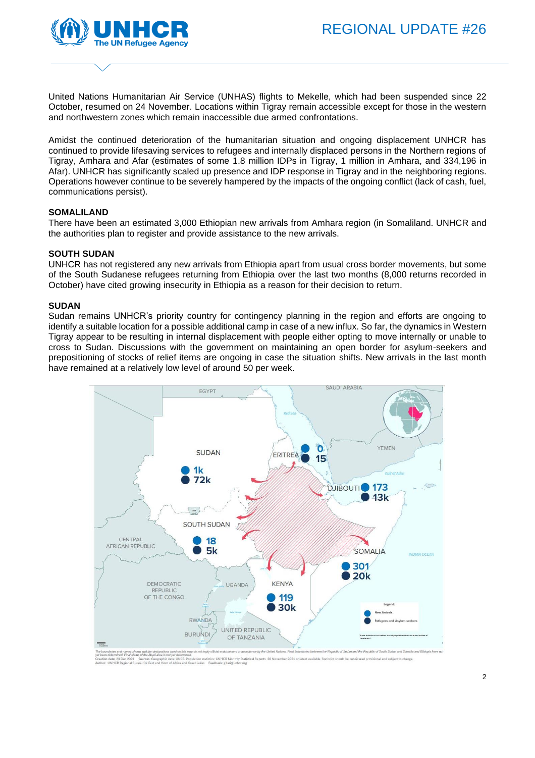United Nations Humanitarian Air Service (UNHAS) flights to Mekelle, which had been suspended since 22 October, resumed on 24 November. Locations within Tigray remain accessible except for those in the western and northwestern zones which remain inaccessible due armed confrontations.

Amidst the continued deterioration of the humanitarian situation and ongoing displacement UNHCR has continued to provide lifesaving services to refugees and internally displaced persons in the Northern regions of Tigray, Amhara and Afar (estimates of some 1.8 million IDPs in Tigray, 1 million in Amhara, and 334,196 in Afar). UNHCR has significantly scaled up presence and IDP response in Tigray and in the neighboring regions. Operations however continue to be severely hampered by the impacts of the ongoing conflict (lack of cash, fuel, communications persist).

### SOMALILAND

There have been an estimated 3,000 Ethiopian new arrivals from Amhara region (in Somaliland. UNHCR and the authorities plan to register and provide assistance to the new arrivals.

### SOUTH SUDAN

UNHCR has not registered any new arrivals from Ethiopia apart from usual cross border movements, but some of the South Sudanese refugees returning from Ethiopia over the last two months (8,000 returns recorded in October) have cited growing insecurity in Ethiopia as a reason for their decision to return.

### SUDAN

Sudan remains UNHCR's priority country for contingency planning in the region and efforts are ongoing to identify a suitable location for a possible additional camp in case of a new influx. So far, the dynamics in Western Tigray appear to be resulting in internal displacement with people either opting to move internally or unable to cross to Sudan. Discussions with the government on maintaining an open border for asylum-seekers and prepositioning of stocks of relief items are ongoing in case the situation shifts. New arrivals in the last month have remained at a relatively low level of around 50 per week.

| Country | New Arrivals | Refugees and Asylum-seekers |
|---|---|---|
| Sudan | 1k | 72k |
| Eritrea | 0 | 15 |
| Djibouti | 173 | 13k |
| South Sudan | 18 | 5k |
| Somalia | 301 | 20k |
| Kenya | 119 | 30k |

*The boundaries and names shown and the designations used on this map do not imply official endorsement or acceptance by the United Nations. Final boundaries between the Republic of Sudan and the Republic of South Sudan and Somalia and Ethiopia have not yet been determined. Final status of the Abyei area is not yet determined.*
*Creation date: 23 Dec 2021 Sources: Geographic data: UNCS; Population statistics: UNHCR Monthly Statistical Reports 30 November 2021 or latest available. Statistics should be considered provisional and subject to change.*
*Author: UNHCR Regional Bureau for East and Horn of Africa and Great Lakes Feedback: gitari@unhcr.org*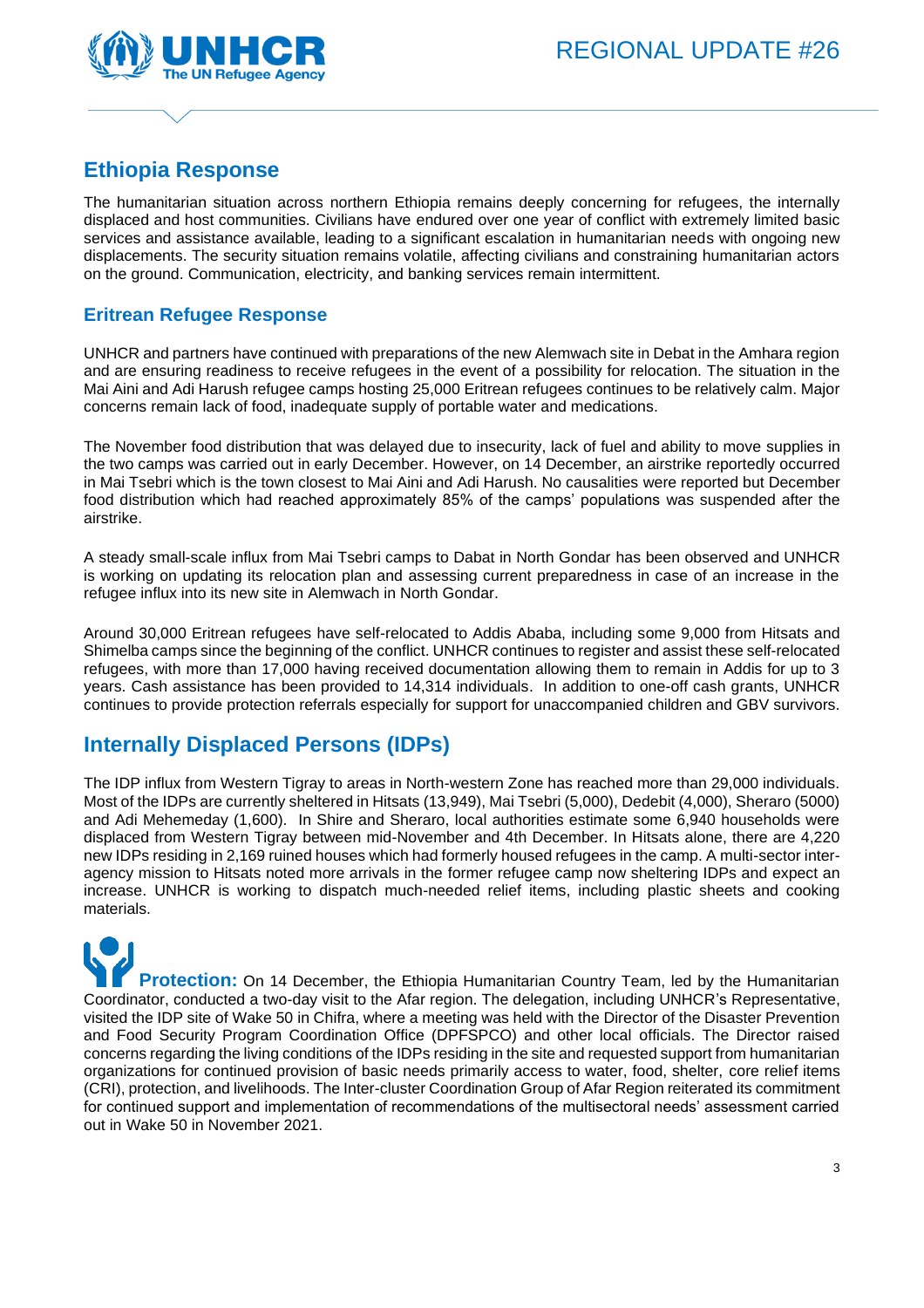## Ethiopia Response

The humanitarian situation across northern Ethiopia remains deeply concerning for refugees, the internally displaced and host communities. Civilians have endured over one year of conflict with extremely limited basic services and assistance available, leading to a significant escalation in humanitarian needs with ongoing new displacements. The security situation remains volatile, affecting civilians and constraining humanitarian actors on the ground. Communication, electricity, and banking services remain intermittent.

### Eritrean Refugee Response

UNHCR and partners have continued with preparations of the new Alemwach site in Debat in the Amhara region and are ensuring readiness to receive refugees in the event of a possibility for relocation. The situation in the Mai Aini and Adi Harush refugee camps hosting 25,000 Eritrean refugees continues to be relatively calm. Major concerns remain lack of food, inadequate supply of portable water and medications.

The November food distribution that was delayed due to insecurity, lack of fuel and ability to move supplies in the two camps was carried out in early December. However, on 14 December, an airstrike reportedly occurred in Mai Tsebri which is the town closest to Mai Aini and Adi Harush. No causalities were reported but December food distribution which had reached approximately 85% of the camps' populations was suspended after the airstrike.

A steady small-scale influx from Mai Tsebri camps to Dabat in North Gondar has been observed and UNHCR is working on updating its relocation plan and assessing current preparedness in case of an increase in the refugee influx into its new site in Alemwach in North Gondar.

Around 30,000 Eritrean refugees have self-relocated to Addis Ababa, including some 9,000 from Hitsats and Shimelba camps since the beginning of the conflict. UNHCR continues to register and assist these self-relocated refugees, with more than 17,000 having received documentation allowing them to remain in Addis for up to 3 years. Cash assistance has been provided to 14,314 individuals. In addition to one-off cash grants, UNHCR continues to provide protection referrals especially for support for unaccompanied children and GBV survivors.

## Internally Displaced Persons (IDPs)

The IDP influx from Western Tigray to areas in North-western Zone has reached more than 29,000 individuals. Most of the IDPs are currently sheltered in Hitsats (13,949), Mai Tsebri (5,000), Dedebit (4,000), Sheraro (5000) and Adi Mehemeday (1,600). In Shire and Sheraro, local authorities estimate some 6,940 households were displaced from Western Tigray between mid-November and 4th December. In Hitsats alone, there are 4,220 new IDPs residing in 2,169 ruined houses which had formerly housed refugees in the camp. A multi-sector inter-agency mission to Hitsats noted more arrivals in the former refugee camp now sheltering IDPs and expect an increase. UNHCR is working to dispatch much-needed relief items, including plastic sheets and cooking materials.

**Protection:** On 14 December, the Ethiopia Humanitarian Country Team, led by the Humanitarian Coordinator, conducted a two-day visit to the Afar region. The delegation, including UNHCR's Representative, visited the IDP site of Wake 50 in Chifra, where a meeting was held with the Director of the Disaster Prevention and Food Security Program Coordination Office (DPFSPCO) and other local officials. The Director raised concerns regarding the living conditions of the IDPs residing in the site and requested support from humanitarian organizations for continued provision of basic needs primarily access to water, food, shelter, core relief items (CRI), protection, and livelihoods. The Inter-cluster Coordination Group of Afar Region reiterated its commitment for continued support and implementation of recommendations of the multisectoral needs' assessment carried out in Wake 50 in November 2021.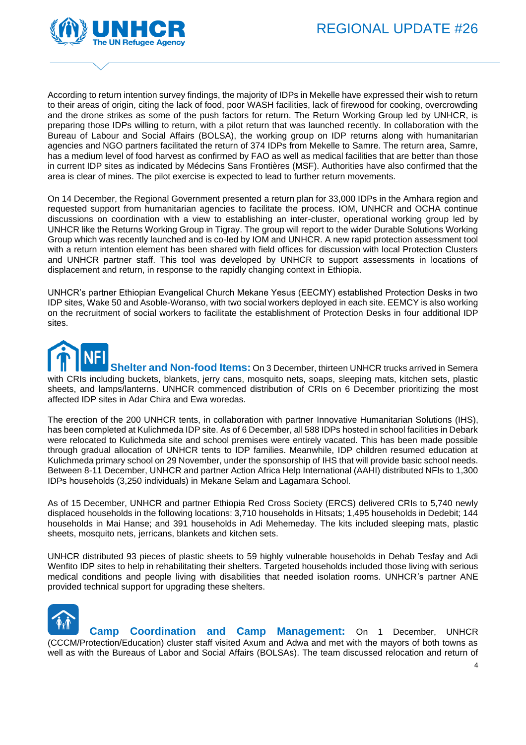According to return intention survey findings, the majority of IDPs in Mekelle have expressed their wish to return to their areas of origin, citing the lack of food, poor WASH facilities, lack of firewood for cooking, overcrowding and the drone strikes as some of the push factors for return. The Return Working Group led by UNHCR, is preparing those IDPs willing to return, with a pilot return that was launched recently. In collaboration with the Bureau of Labour and Social Affairs (BOLSA), the working group on IDP returns along with humanitarian agencies and NGO partners facilitated the return of 374 IDPs from Mekelle to Samre. The return area, Samre, has a medium level of food harvest as confirmed by FAO as well as medical facilities that are better than those in current IDP sites as indicated by Médecins Sans Frontières (MSF). Authorities have also confirmed that the area is clear of mines. The pilot exercise is expected to lead to further return movements.

On 14 December, the Regional Government presented a return plan for 33,000 IDPs in the Amhara region and requested support from humanitarian agencies to facilitate the process. IOM, UNHCR and OCHA continue discussions on coordination with a view to establishing an inter-cluster, operational working group led by UNHCR like the Returns Working Group in Tigray. The group will report to the wider Durable Solutions Working Group which was recently launched and is co-led by IOM and UNHCR. A new rapid protection assessment tool with a return intention element has been shared with field offices for discussion with local Protection Clusters and UNHCR partner staff. This tool was developed by UNHCR to support assessments in locations of displacement and return, in response to the rapidly changing context in Ethiopia.

UNHCR's partner Ethiopian Evangelical Church Mekane Yesus (EECMY) established Protection Desks in two IDP sites, Wake 50 and Asoble-Woranso, with two social workers deployed in each site. EEMCY is also working on the recruitment of social workers to facilitate the establishment of Protection Desks in four additional IDP sites.

**Shelter and Non-food Items:** On 3 December, thirteen UNHCR trucks arrived in Semera with CRIs including buckets, blankets, jerry cans, mosquito nets, soaps, sleeping mats, kitchen sets, plastic sheets, and lamps/lanterns. UNHCR commenced distribution of CRIs on 6 December prioritizing the most affected IDP sites in Adar Chira and Ewa woredas.

The erection of the 200 UNHCR tents, in collaboration with partner Innovative Humanitarian Solutions (IHS), has been completed at Kulichmeda IDP site. As of 6 December, all 588 IDPs hosted in school facilities in Debark were relocated to Kulichmeda site and school premises were entirely vacated. This has been made possible through gradual allocation of UNHCR tents to IDP families. Meanwhile, IDP children resumed education at Kulichmeda primary school on 29 November, under the sponsorship of IHS that will provide basic school needs. Between 8-11 December, UNHCR and partner Action Africa Help International (AAHI) distributed NFIs to 1,300 IDPs households (3,250 individuals) in Mekane Selam and Lagamara School.

As of 15 December, UNHCR and partner Ethiopia Red Cross Society (ERCS) delivered CRIs to 5,740 newly displaced households in the following locations: 3,710 households in Hitsats; 1,495 households in Dedebit; 144 households in Mai Hanse; and 391 households in Adi Mehemeday. The kits included sleeping mats, plastic sheets, mosquito nets, jerricans, blankets and kitchen sets.

UNHCR distributed 93 pieces of plastic sheets to 59 highly vulnerable households in Dehab Tesfay and Adi Wenfito IDP sites to help in rehabilitating their shelters. Targeted households included those living with serious medical conditions and people living with disabilities that needed isolation rooms. UNHCR's partner ANE provided technical support for upgrading these shelters.

**Camp Coordination and Camp Management:** On 1 December, UNHCR (CCCM/Protection/Education) cluster staff visited Axum and Adwa and met with the mayors of both towns as well as with the Bureaus of Labor and Social Affairs (BOLSAs). The team discussed relocation and return of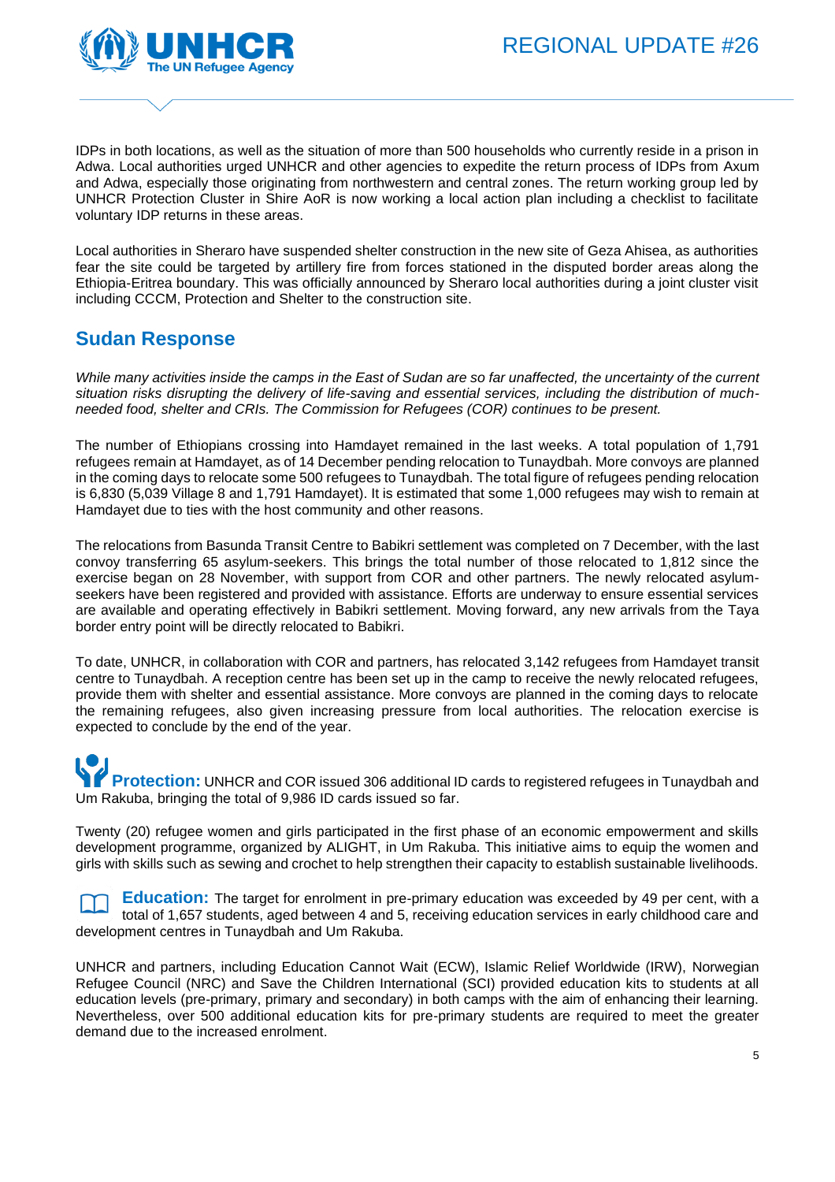IDPs in both locations, as well as the situation of more than 500 households who currently reside in a prison in Adwa. Local authorities urged UNHCR and other agencies to expedite the return process of IDPs from Axum and Adwa, especially those originating from northwestern and central zones. The return working group led by UNHCR Protection Cluster in Shire AoR is now working a local action plan including a checklist to facilitate voluntary IDP returns in these areas.

Local authorities in Sheraro have suspended shelter construction in the new site of Geza Ahisea, as authorities fear the site could be targeted by artillery fire from forces stationed in the disputed border areas along the Ethiopia-Eritrea boundary. This was officially announced by Sheraro local authorities during a joint cluster visit including CCCM, Protection and Shelter to the construction site.

## Sudan Response

*While many activities inside the camps in the East of Sudan are so far unaffected, the uncertainty of the current situation risks disrupting the delivery of life-saving and essential services, including the distribution of much-needed food, shelter and CRIs. The Commission for Refugees (COR) continues to be present.*

The number of Ethiopians crossing into Hamdayet remained in the last weeks. A total population of 1,791 refugees remain at Hamdayet, as of 14 December pending relocation to Tunaydbah. More convoys are planned in the coming days to relocate some 500 refugees to Tunaydbah. The total figure of refugees pending relocation is 6,830 (5,039 Village 8 and 1,791 Hamdayet). It is estimated that some 1,000 refugees may wish to remain at Hamdayet due to ties with the host community and other reasons.

The relocations from Basunda Transit Centre to Babikri settlement was completed on 7 December, with the last convoy transferring 65 asylum-seekers. This brings the total number of those relocated to 1,812 since the exercise began on 28 November, with support from COR and other partners. The newly relocated asylum-seekers have been registered and provided with assistance. Efforts are underway to ensure essential services are available and operating effectively in Babikri settlement. Moving forward, any new arrivals from the Taya border entry point will be directly relocated to Babikri.

To date, UNHCR, in collaboration with COR and partners, has relocated 3,142 refugees from Hamdayet transit centre to Tunaydbah. A reception centre has been set up in the camp to receive the newly relocated refugees, provide them with shelter and essential assistance. More convoys are planned in the coming days to relocate the remaining refugees, also given increasing pressure from local authorities. The relocation exercise is expected to conclude by the end of the year.

**Protection:** UNHCR and COR issued 306 additional ID cards to registered refugees in Tunaydbah and Um Rakuba, bringing the total of 9,986 ID cards issued so far.

Twenty (20) refugee women and girls participated in the first phase of an economic empowerment and skills development programme, organized by ALIGHT, in Um Rakuba. This initiative aims to equip the women and girls with skills such as sewing and crochet to help strengthen their capacity to establish sustainable livelihoods.

**Education:** The target for enrolment in pre-primary education was exceeded by 49 per cent, with a total of 1,657 students, aged between 4 and 5, receiving education services in early childhood care and development centres in Tunaydbah and Um Rakuba.

UNHCR and partners, including Education Cannot Wait (ECW), Islamic Relief Worldwide (IRW), Norwegian Refugee Council (NRC) and Save the Children International (SCI) provided education kits to students at all education levels (pre-primary, primary and secondary) in both camps with the aim of enhancing their learning. Nevertheless, over 500 additional education kits for pre-primary students are required to meet the greater demand due to the increased enrolment.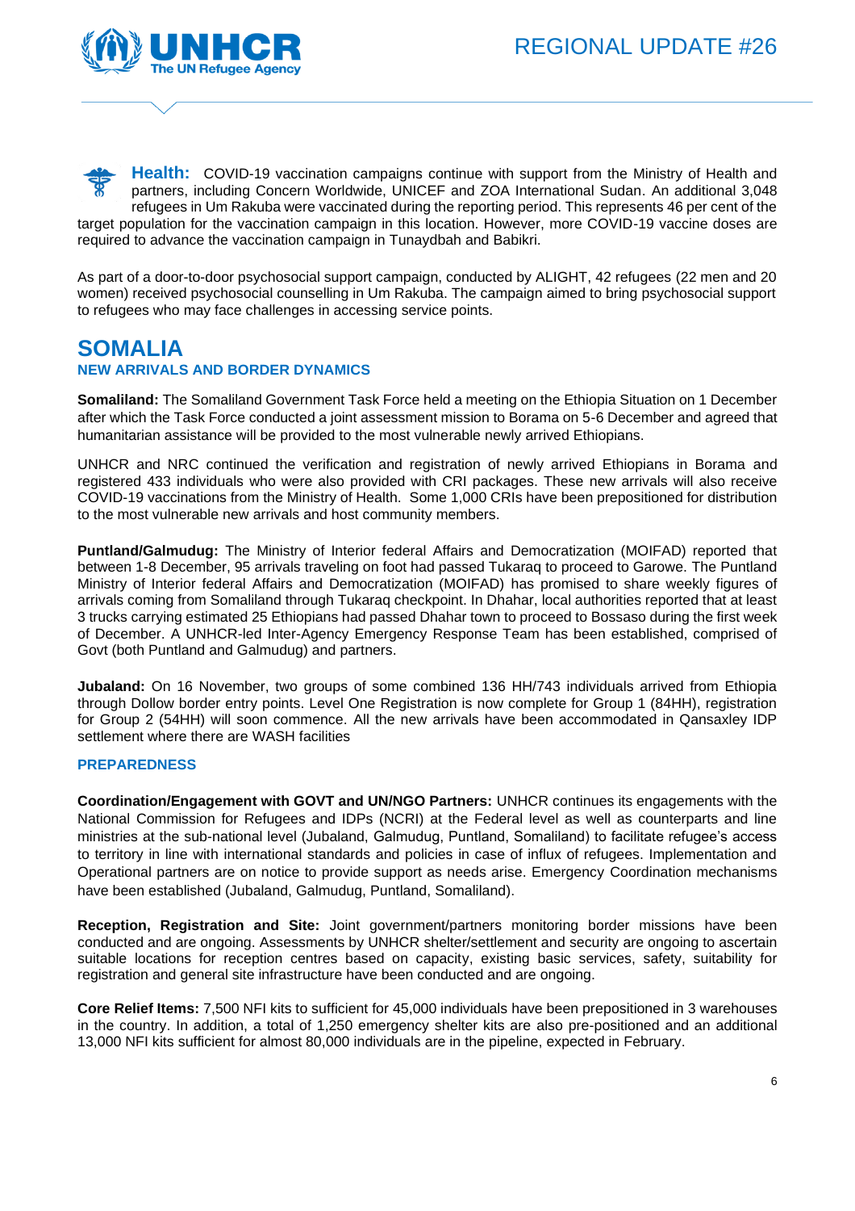**Health:** COVID-19 vaccination campaigns continue with support from the Ministry of Health and partners, including Concern Worldwide, UNICEF and ZOA International Sudan. An additional 3,048 refugees in Um Rakuba were vaccinated during the reporting period. This represents 46 per cent of the target population for the vaccination campaign in this location. However, more COVID-19 vaccine doses are required to advance the vaccination campaign in Tunaydbah and Babikri.

As part of a door-to-door psychosocial support campaign, conducted by ALIGHT, 42 refugees (22 men and 20 women) received psychosocial counselling in Um Rakuba. The campaign aimed to bring psychosocial support to refugees who may face challenges in accessing service points.

## SOMALIA

### NEW ARRIVALS AND BORDER DYNAMICS

**Somaliland:** The Somaliland Government Task Force held a meeting on the Ethiopia Situation on 1 December after which the Task Force conducted a joint assessment mission to Borama on 5-6 December and agreed that humanitarian assistance will be provided to the most vulnerable newly arrived Ethiopians.

UNHCR and NRC continued the verification and registration of newly arrived Ethiopians in Borama and registered 433 individuals who were also provided with CRI packages. These new arrivals will also receive COVID-19 vaccinations from the Ministry of Health. Some 1,000 CRIs have been prepositioned for distribution to the most vulnerable new arrivals and host community members.

**Puntland/Galmudug:** The Ministry of Interior federal Affairs and Democratization (MOIFAD) reported that between 1-8 December, 95 arrivals traveling on foot had passed Tukaraq to proceed to Garowe. The Puntland Ministry of Interior federal Affairs and Democratization (MOIFAD) has promised to share weekly figures of arrivals coming from Somaliland through Tukaraq checkpoint. In Dhahar, local authorities reported that at least 3 trucks carrying estimated 25 Ethiopians had passed Dhahar town to proceed to Bossaso during the first week of December. A UNHCR-led Inter-Agency Emergency Response Team has been established, comprised of Govt (both Puntland and Galmudug) and partners.

**Jubaland:** On 16 November, two groups of some combined 136 HH/743 individuals arrived from Ethiopia through Dollow border entry points. Level One Registration is now complete for Group 1 (84HH), registration for Group 2 (54HH) will soon commence. All the new arrivals have been accommodated in Qansaxley IDP settlement where there are WASH facilities

### PREPAREDNESS

**Coordination/Engagement with GOVT and UN/NGO Partners:** UNHCR continues its engagements with the National Commission for Refugees and IDPs (NCRI) at the Federal level as well as counterparts and line ministries at the sub-national level (Jubaland, Galmudug, Puntland, Somaliland) to facilitate refugee's access to territory in line with international standards and policies in case of influx of refugees. Implementation and Operational partners are on notice to provide support as needs arise. Emergency Coordination mechanisms have been established (Jubaland, Galmudug, Puntland, Somaliland).

**Reception, Registration and Site:** Joint government/partners monitoring border missions have been conducted and are ongoing. Assessments by UNHCR shelter/settlement and security are ongoing to ascertain suitable locations for reception centres based on capacity, existing basic services, safety, suitability for registration and general site infrastructure have been conducted and are ongoing.

**Core Relief Items:** 7,500 NFI kits to sufficient for 45,000 individuals have been prepositioned in 3 warehouses in the country. In addition, a total of 1,250 emergency shelter kits are also pre-positioned and an additional 13,000 NFI kits sufficient for almost 80,000 individuals are in the pipeline, expected in February.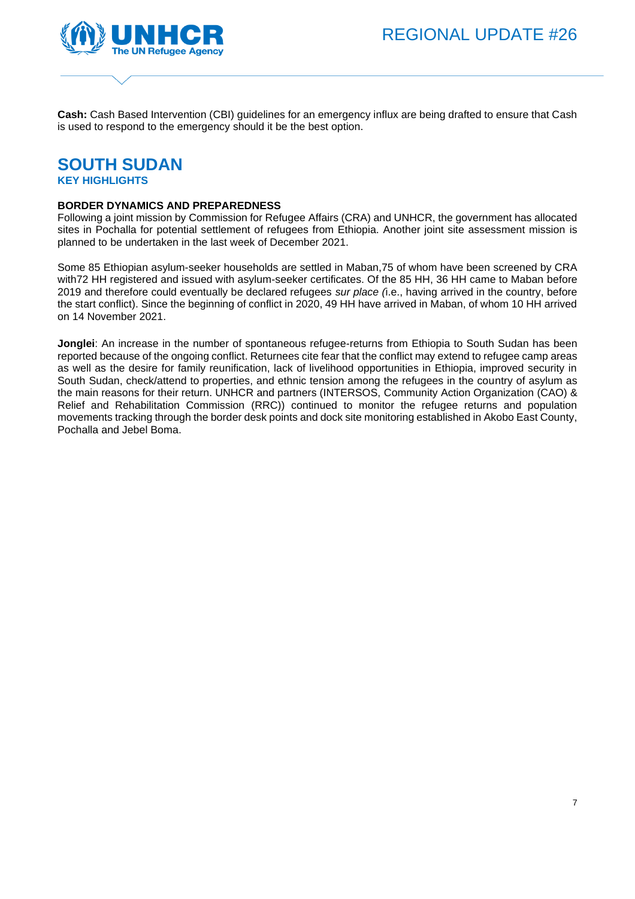**Cash:** Cash Based Intervention (CBI) guidelines for an emergency influx are being drafted to ensure that Cash is used to respond to the emergency should it be the best option.

## SOUTH SUDAN

### KEY HIGHLIGHTS

**BORDER DYNAMICS AND PREPAREDNESS**

Following a joint mission by Commission for Refugee Affairs (CRA) and UNHCR, the government has allocated sites in Pochalla for potential settlement of refugees from Ethiopia. Another joint site assessment mission is planned to be undertaken in the last week of December 2021.

Some 85 Ethiopian asylum-seeker households are settled in Maban,75 of whom have been screened by CRA with72 HH registered and issued with asylum-seeker certificates. Of the 85 HH, 36 HH came to Maban before 2019 and therefore could eventually be declared refugees *sur place (*i.e., having arrived in the country, before the start conflict). Since the beginning of conflict in 2020, 49 HH have arrived in Maban, of whom 10 HH arrived on 14 November 2021.

**Jonglei**: An increase in the number of spontaneous refugee-returns from Ethiopia to South Sudan has been reported because of the ongoing conflict. Returnees cite fear that the conflict may extend to refugee camp areas as well as the desire for family reunification, lack of livelihood opportunities in Ethiopia, improved security in South Sudan, check/attend to properties, and ethnic tension among the refugees in the country of asylum as the main reasons for their return. UNHCR and partners (INTERSOS, Community Action Organization (CAO) & Relief and Rehabilitation Commission (RRC)) continued to monitor the refugee returns and population movements tracking through the border desk points and dock site monitoring established in Akobo East County, Pochalla and Jebel Boma.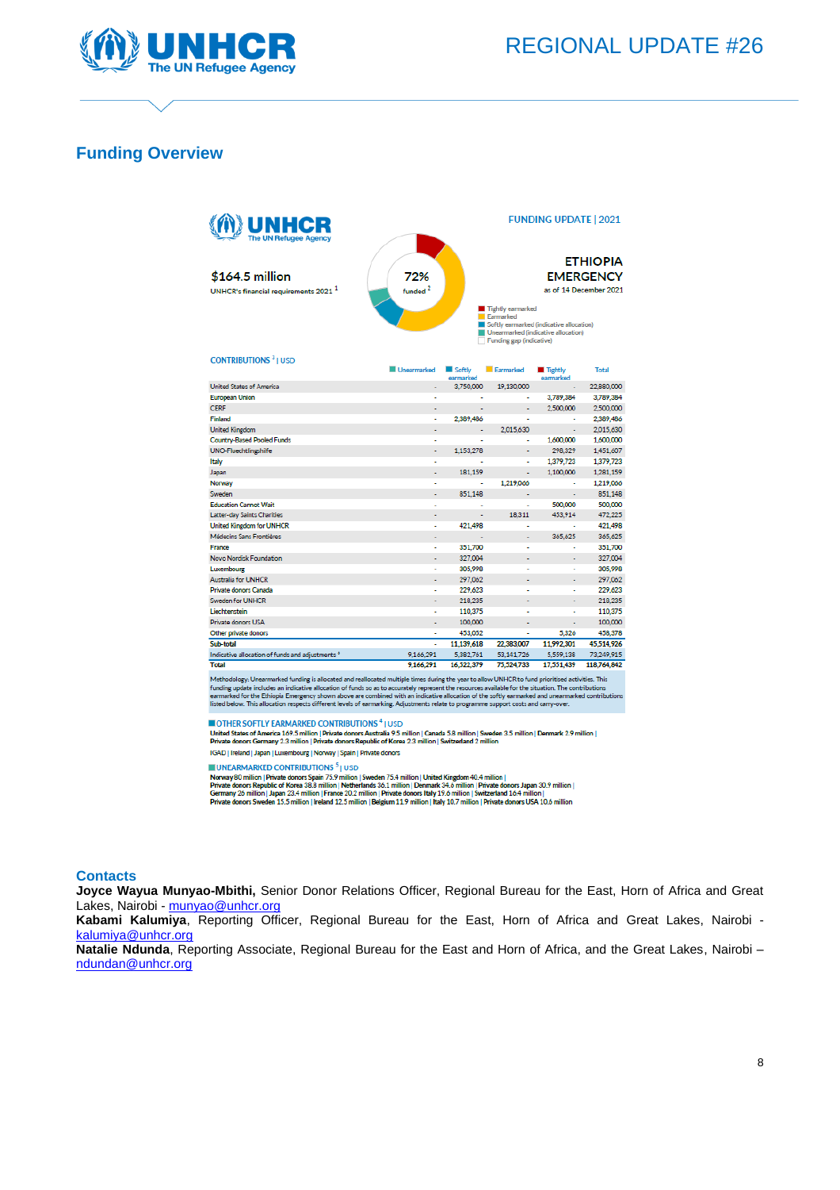## Funding Overview

UNHCR The UN Refugee Agency

FUNDING UPDATE | 2021

**$164.5 million**

UNHCR's financial requirements 2021 [1]

72%

funded [2]

**ETHIOPIA EMERGENCY**

as of 14 December 2021

Tightly earmarked
Earmarked
Softly earmarked (indicative allocation)
Unearmarked (indicative allocation)
Funding gap (indicative)

CONTRIBUTIONS [3] | USD

| | Unearmarked | Softly earmarked | Earmarked | Tightly earmarked | Total |
|---|---|---|---|---|---|
| United States of America | - | 3,750,000 | 19,130,000 | - | 22,880,000 |
| European Union | - | - | - | 3,789,384 | 3,789,384 |
| CERF | - | - | - | 2,500,000 | 2,500,000 |
| Finland | - | 2,389,486 | - | - | 2,389,486 |
| United Kingdom | - | - | 2,015,630 | - | 2,015,630 |
| Country-Based Pooled Funds | - | - | - | 1,600,000 | 1,600,000 |
| UNO-Fluechtlingshilfe | - | 1,153,278 | - | 298,329 | 1,451,607 |
| Italy | - | - | - | 1,379,723 | 1,379,723 |
| Japan | - | 181,159 | - | 1,100,000 | 1,281,159 |
| Norway | - | - | 1,219,066 | - | 1,219,066 |
| Sweden | - | 851,148 | - | - | 851,148 |
| Education Cannot Wait | - | - | - | 500,000 | 500,000 |
| Latter-day Saints Charities | - | - | 18,311 | 453,914 | 472,225 |
| United Kingdom for UNHCR | - | 421,498 | - | - | 421,498 |
| Médecins Sans Frontières | - | - | - | 365,625 | 365,625 |
| France | - | 351,700 | - | - | 351,700 |
| Novo Nordisk Foundation | - | 327,004 | - | - | 327,004 |
| Luxembourg | - | 305,998 | - | - | 305,998 |
| Australia for UNHCR | - | 297,062 | - | - | 297,062 |
| Private donors Canada | - | 229,623 | - | - | 229,623 |
| Sweden for UNHCR | - | 218,235 | - | - | 218,235 |
| Liechtenstein | - | 110,375 | - | - | 110,375 |
| Private donors USA | - | 100,000 | - | - | 100,000 |
| Other private donors | - | 453,052 | - | 5,326 | 458,378 |
| **Sub-total** | - | **11,139,618** | **22,383,007** | **11,992,301** | **45,514,926** |
| Indicative allocation of funds and adjustments [6] | 9,166,291 | 5,382,761 | 53,141,726 | 5,559,138 | 73,249,915 |
| **Total** | **9,166,291** | **16,522,379** | **75,524,733** | **17,551,439** | **118,764,842** |

Methodology: Unearmarked funding is allocated and reallocated multiple times during the year to allow UNHCR to fund prioritised activities. This funding update includes an indicative allocation of funds so as to accurately represent the resources available for the situation. The contributions earmarked for the Ethiopia Emergency shown above are combined with an indicative allocation of the softly earmarked and unearmarked contributions listed below. This allocation respects different levels of earmarking. Adjustments relate to programme support costs and carry-over.

**OTHER SOFTLY EARMARKED CONTRIBUTIONS [4] | USD**

**United States of America** 169.5 million | **Private donors Australia** 9.5 million | **Canada** 5.8 million | **Sweden** 3.5 million | **Denmark** 2.9 million | **Private donors Germany** 2.3 million | **Private donors Republic of Korea** 2.3 million | **Switzerland** 2 million

IGAD | Ireland | Japan | Luxembourg | Norway | Spain | Private donors

**UNEARMARKED CONTRIBUTIONS [5] | USD**

**Norway** 80 million | **Private donors Spain** 73.9 million | **Sweden** 75.4 million | **United Kingdom** 40.4 million | **Private donors Republic of Korea** 38.8 million | **Netherlands** 36.1 million | **Denmark** 34.6 million | **Private donors Japan** 30.9 million | **Germany** 26 million | **Japan** 23.4 million | **France** 20.2 million | **Private donors Italy** 19.6 million | **Switzerland** 16.4 million | **Private donors Sweden** 15.5 million | **Ireland** 12.5 million | **Belgium** 11.9 million | **Italy** 10.7 million | **Private donors USA** 10.6 million

## Contacts

**Joyce Wayua Munyao-Mbithi,** Senior Donor Relations Officer, Regional Bureau for the East, Horn of Africa and Great Lakes, Nairobi - munyao@unhcr.org

**Kabami Kalumiya**, Reporting Officer, Regional Bureau for the East, Horn of Africa and Great Lakes, Nairobi - kalumiya@unhcr.org

**Natalie Ndunda**, Reporting Associate, Regional Bureau for the East and Horn of Africa, and the Great Lakes, Nairobi – ndundan@unhcr.org